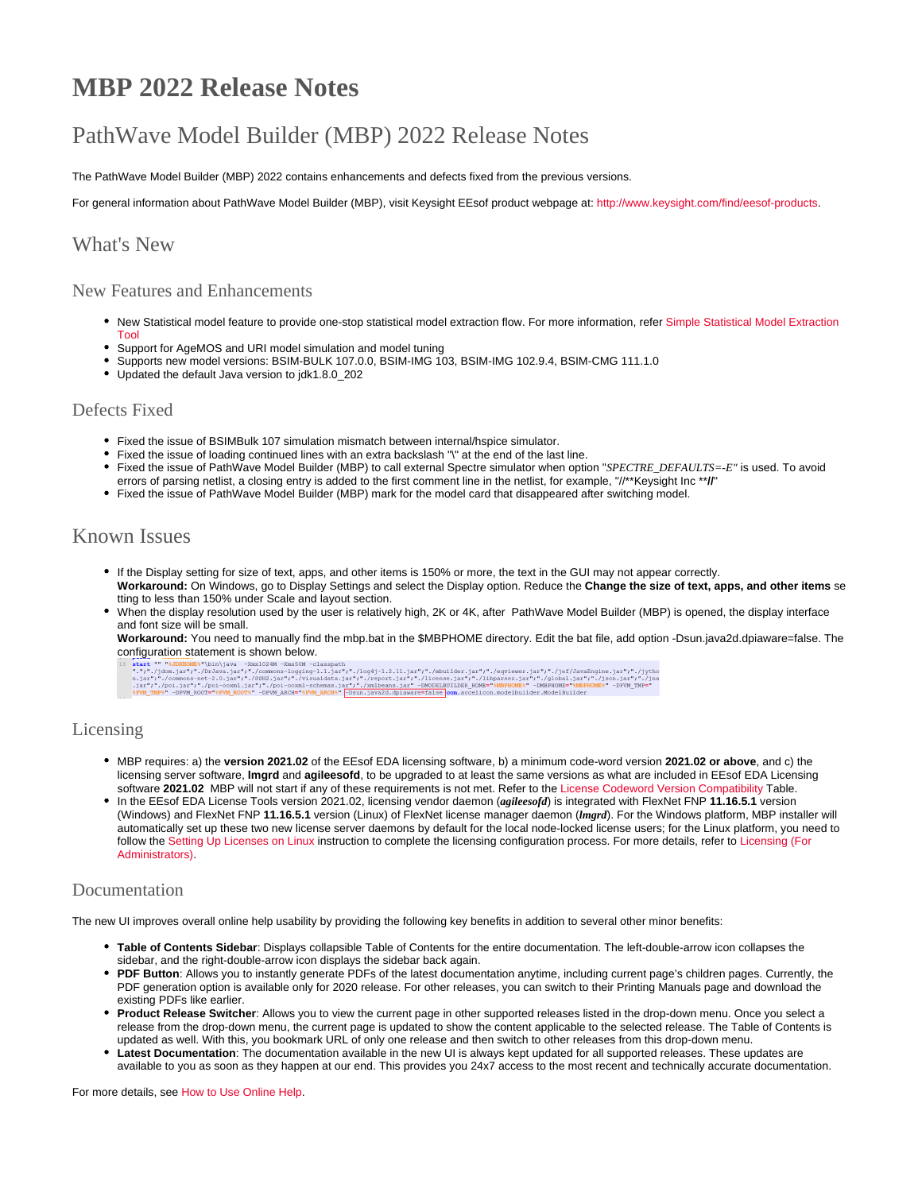# MBP 2022 Release Notes

## PathWave Model Builder (MBP) 2022 Release Notes

The PathWave Model Builder (MBP) 2022 contains enhancements and defects fixed from the previous versions.

For general information about PathWave Model Builder (MBP), visit Keysight EEsof product webpage at: http://www.keysight.com/find/eesof-products.

## What's New

### New Features and Enhancements

- New Statistical model feature to provide one-stop statistical model extraction flow. For more information, refer Simple Statistical Model Extraction Tool
- Support for AgeMOS and URI model simulation and model tuning
- Supports new model versions: BSIM-BULK 107.0.0, BSIM-IMG 103, BSIM-IMG 102.9.4, BSIM-CMG 111.1.0
- Updated the default Java version to jdk1.8.0_202

### Defects Fixed

- Fixed the issue of BSIMBulk 107 simulation mismatch between internal/hspice simulator.
- Fixed the issue of loading continued lines with an extra backslash "\" at the end of the last line.
- Fixed the issue of PathWave Model Builder (MBP) to call external Spectre simulator when option "*SPECTRE_DEFAULTS=-E*" is used. To avoid errors of parsing netlist, a closing entry is added to the first comment line in the netlist, for example, "//**Keysight Inc ***//*"
- Fixed the issue of PathWave Model Builder (MBP) mark for the model card that disappeared after switching model.

## Known Issues

- If the Display setting for size of text, apps, and other items is 150% or more, the text in the GUI may not appear correctly.
  **Workaround:** On Windows, go to Display Settings and select the Display option. Reduce the **Change the size of text, apps, and other items** setting to less than 150% under Scale and layout section.
- When the display resolution used by the user is relatively high, 2K or 4K, after PathWave Model Builder (MBP) is opened, the display interface and font size will be small.
  **Workaround:** You need to manually find the mbp.bat in the $MBPHOME directory. Edit the bat file, add option -Dsun.java2d.dpiaware=false. The configuration statement is shown below.

```
18 start "" "%JDKHOME%"\bin\java -Xmx1024M -Xms50M -classpath
".";"./jdom.jar";"./DrJava.jar";"./commons-logging-1.1.jar";"./log4j-1.2.11.jar";"./mbuilder.jar";"./eqviewer.jar";"./jef/JavaEngine.jar";"./jytho
n.jar";"./commons-net-2.0.jar";"./SSH2.jar";"./visualdata.jar";"./report.jar";"./license.jar";"./libparser.jar";"./global.jar";"./json.jar";"./jna
.jar";"./poi.jar";"./poi-ooxml.jar";"./poi-ooxml-schemas.jar";"./xmlbeans.jar" -DMODELBUILDER_HOME="%MBPHOME%" -DMBPHOME="%MBPHOME%" -DPVM_TMP="
%PVM_TMP%" -DPVM_ROOT="%PVM_ROOT%" -DPVM_ARCH="%PVM_ARCH%" -Dsun.java2d.dpiaware=false com.accelicon.modelbuilder.ModelBuilder
```

## Licensing

- MBP requires: a) the **version 2021.02** of the EEsof EDA licensing software, b) a minimum code-word version **2021.02 or above**, and c) the licensing server software, **lmgrd** and **agileesofd**, to be upgraded to at least the same versions as what are included in EEsof EDA Licensing software **2021.02** MBP will not start if any of these requirements is not met. Refer to the License Codeword Version Compatibility Table.
- In the EEsof EDA License Tools version 2021.02, licensing vendor daemon (***agileesofd***) is integrated with FlexNet FNP **11.16.5.1** version (Windows) and FlexNet FNP **11.16.5.1** version (Linux) of FlexNet license manager daemon (***lmgrd***). For the Windows platform, MBP installer will automatically set up these two new license server daemons by default for the local node-locked license users; for the Linux platform, you need to follow the Setting Up Licenses on Linux instruction to complete the licensing configuration process. For more details, refer to Licensing (For Administrators).

## Documentation

The new UI improves overall online help usability by providing the following key benefits in addition to several other minor benefits:

- **Table of Contents Sidebar**: Displays collapsible Table of Contents for the entire documentation. The left-double-arrow icon collapses the sidebar, and the right-double-arrow icon displays the sidebar back again.
- **PDF Button**: Allows you to instantly generate PDFs of the latest documentation anytime, including current page's children pages. Currently, the PDF generation option is available only for 2020 release. For other releases, you can switch to their Printing Manuals page and download the existing PDFs like earlier.
- **Product Release Switcher**: Allows you to view the current page in other supported releases listed in the drop-down menu. Once you select a release from the drop-down menu, the current page is updated to show the content applicable to the selected release. The Table of Contents is updated as well. With this, you bookmark URL of only one release and then switch to other releases from this drop-down menu.
- **Latest Documentation**: The documentation available in the new UI is always kept updated for all supported releases. These updates are available to you as soon as they happen at our end. This provides you 24x7 access to the most recent and technically accurate documentation.

For more details, see How to Use Online Help.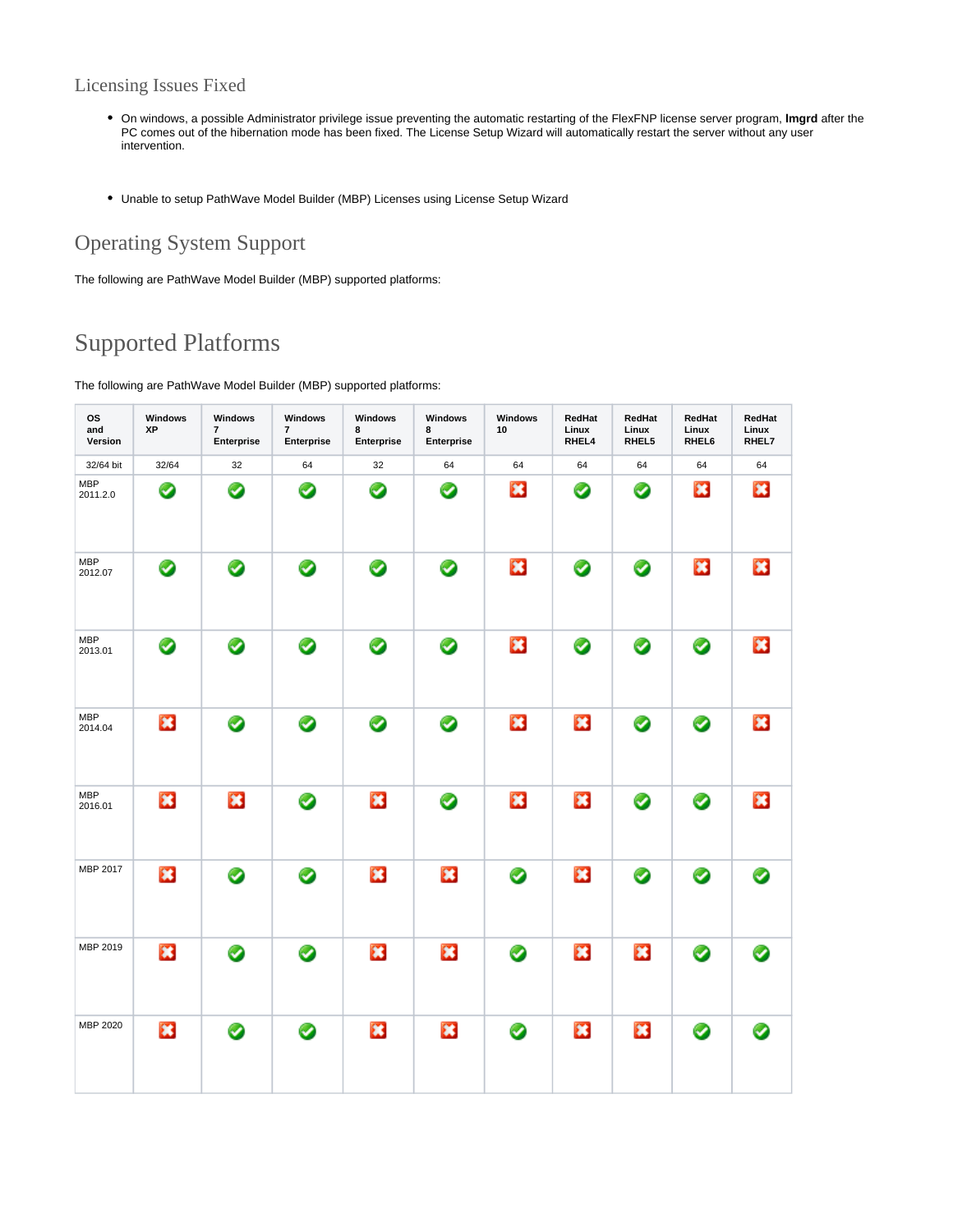## Licensing Issues Fixed

- On windows, a possible Administrator privilege issue preventing the automatic restarting of the FlexFNP license server program, **lmgrd** after the PC comes out of the hibernation mode has been fixed. The License Setup Wizard will automatically restart the server without any user intervention.

- Unable to setup PathWave Model Builder (MBP) Licenses using License Setup Wizard

## Operating System Support

The following are PathWave Model Builder (MBP) supported platforms:

## Supported Platforms

The following are PathWave Model Builder (MBP) supported platforms:

| OS and Version | Windows XP | Windows 7 Enterprise | Windows 7 Enterprise | Windows 8 Enterprise | Windows 8 Enterprise | Windows 10 | RedHat Linux RHEL4 | RedHat Linux RHEL5 | RedHat Linux RHEL6 | RedHat Linux RHEL7 |
|---|---|---|---|---|---|---|---|---|---|---|
| 32/64 bit | 32/64 | 32 | 64 | 32 | 64 | 64 | 64 | 64 | 64 | 64 |
| MBP 2011.2.0 | ✔ | ✔ | ✔ | ✔ | ✔ | ✘ | ✔ | ✔ | ✘ | ✘ |
| MBP 2012.07 | ✔ | ✔ | ✔ | ✔ | ✔ | ✘ | ✔ | ✔ | ✘ | ✘ |
| MBP 2013.01 | ✔ | ✔ | ✔ | ✔ | ✔ | ✘ | ✔ | ✔ | ✔ | ✘ |
| MBP 2014.04 | ✘ | ✔ | ✔ | ✔ | ✔ | ✘ | ✘ | ✔ | ✔ | ✘ |
| MBP 2016.01 | ✘ | ✘ | ✔ | ✘ | ✔ | ✘ | ✘ | ✔ | ✔ | ✘ |
| MBP 2017 | ✘ | ✔ | ✔ | ✘ | ✘ | ✔ | ✘ | ✔ | ✔ | ✔ |
| MBP 2019 | ✘ | ✔ | ✔ | ✘ | ✘ | ✔ | ✘ | ✘ | ✔ | ✔ |
| MBP 2020 | ✘ | ✔ | ✔ | ✘ | ✘ | ✔ | ✘ | ✘ | ✔ | ✔ |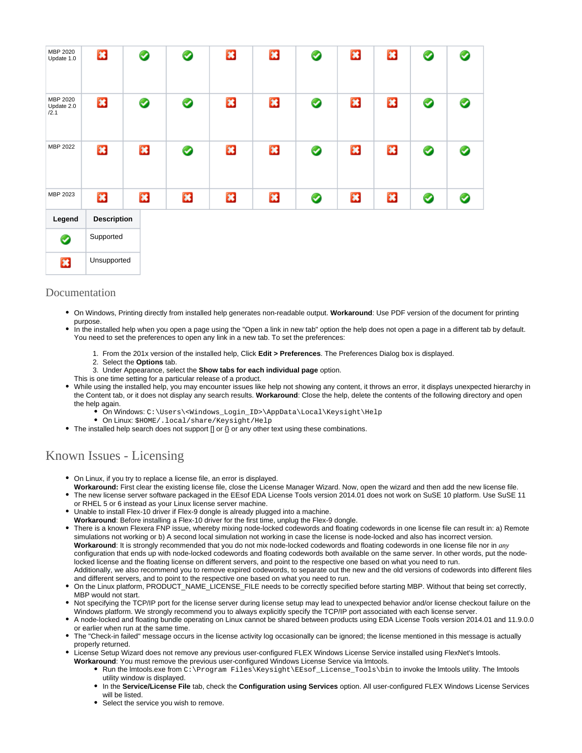| | | | | | | | | | | |
|---|---|---|---|---|---|---|---|---|---|---|
| MBP 2020 Update 1.0 | ✖ | ✔ | ✔ | ✖ | ✖ | ✔ | ✖ | ✖ | ✔ | ✔ |
| MBP 2020 Update 2.0 /2.1 | ✖ | ✔ | ✔ | ✖ | ✖ | ✔ | ✖ | ✖ | ✔ | ✔ |
| MBP 2022 | ✖ | ✖ | ✔ | ✖ | ✖ | ✔ | ✖ | ✖ | ✔ | ✔ |
| MBP 2023 | ✖ | ✖ | ✖ | ✖ | ✖ | ✔ | ✖ | ✖ | ✔ | ✔ |

| Legend | Description |
|---|---|
| ✔ | Supported |
| ✖ | Unsupported |

## Documentation

- On Windows, Printing directly from installed help generates non-readable output. **Workaround**: Use PDF version of the document for printing purpose.
- In the installed help when you open a page using the "Open a link in new tab" option the help does not open a page in a different tab by default. You need to set the preferences to open any link in a new tab. To set the preferences:
  1. From the 201x version of the installed help, Click **Edit > Preferences**. The Preferences Dialog box is displayed.
  2. Select the **Options** tab.
  3. Under Appearance, select the **Show tabs for each individual page** option.

  This is one time setting for a particular release of a product.
- While using the installed help, you may encounter issues like help not showing any content, it throws an error, it displays unexpected hierarchy in the Content tab, or it does not display any search results. **Workaround**: Close the help, delete the contents of the following directory and open the help again.
  - On Windows: `C:\Users\<Windows_Login_ID>\AppData\Local\Keysight\Help`
  - On Linux: `$HOME/.local/share/Keysight/Help`
- The installed help search does not support [] or {} or any other text using these combinations.

## Known Issues - Licensing

- On Linux, if you try to replace a license file, an error is displayed.
  **Workaround:** First clear the existing license file, close the License Manager Wizard. Now, open the wizard and then add the new license file.
- The new license server software packaged in the EEsof EDA License Tools version 2014.01 does not work on SuSE 10 platform. Use SuSE 11 or RHEL 5 or 6 instead as your Linux license server machine.
- Unable to install Flex-10 driver if Flex-9 dongle is already plugged into a machine.
  **Workaround**: Before installing a Flex-10 driver for the first time, unplug the Flex-9 dongle.
- There is a known Flexera FNP issue, whereby mixing node-locked codewords and floating codewords in one license file can result in: a) Remote simulations not working or b) A second local simulation not working in case the license is node-locked and also has incorrect version.
  **Workaround**: It is strongly recommended that you do not mix node-locked codewords and floating codewords in one license file nor in *any* configuration that ends up with node-locked codewords and floating codewords both available on the same server. In other words, put the node-locked license and the floating license on different servers, and point to the respective one based on what you need to run.
  Additionally, we also recommend you to remove expired codewords, to separate out the new and the old versions of codewords into different files and different servers, and to point to the respective one based on what you need to run.
- On the Linux platform, PRODUCT_NAME_LICENSE_FILE needs to be correctly specified before starting MBP. Without that being set correctly, MBP would not start.
- Not specifying the TCP/IP port for the license server during license setup may lead to unexpected behavior and/or license checkout failure on the Windows platform. We strongly recommend you to always explicitly specify the TCP/IP port associated with each license server.
- A node-locked and floating bundle operating on Linux cannot be shared between products using EDA License Tools version 2014.01 and 11.9.0.0 or earlier when run at the same time.
- The "Check-in failed" message occurs in the license activity log occasionally can be ignored; the license mentioned in this message is actually properly returned.
- License Setup Wizard does not remove any previous user-configured FLEX Windows License Service installed using FlexNet's lmtools.
  **Workaround**: You must remove the previous user-configured Windows License Service via lmtools.
  - Run the lmtools.exe from `C:\Program Files\Keysight\EEsof_License_Tools\bin` to invoke the lmtools utility. The lmtools utility window is displayed.
  - In the **Service/License File** tab, check the **Configuration using Services** option. All user-configured FLEX Windows License Services will be listed.
  - Select the service you wish to remove.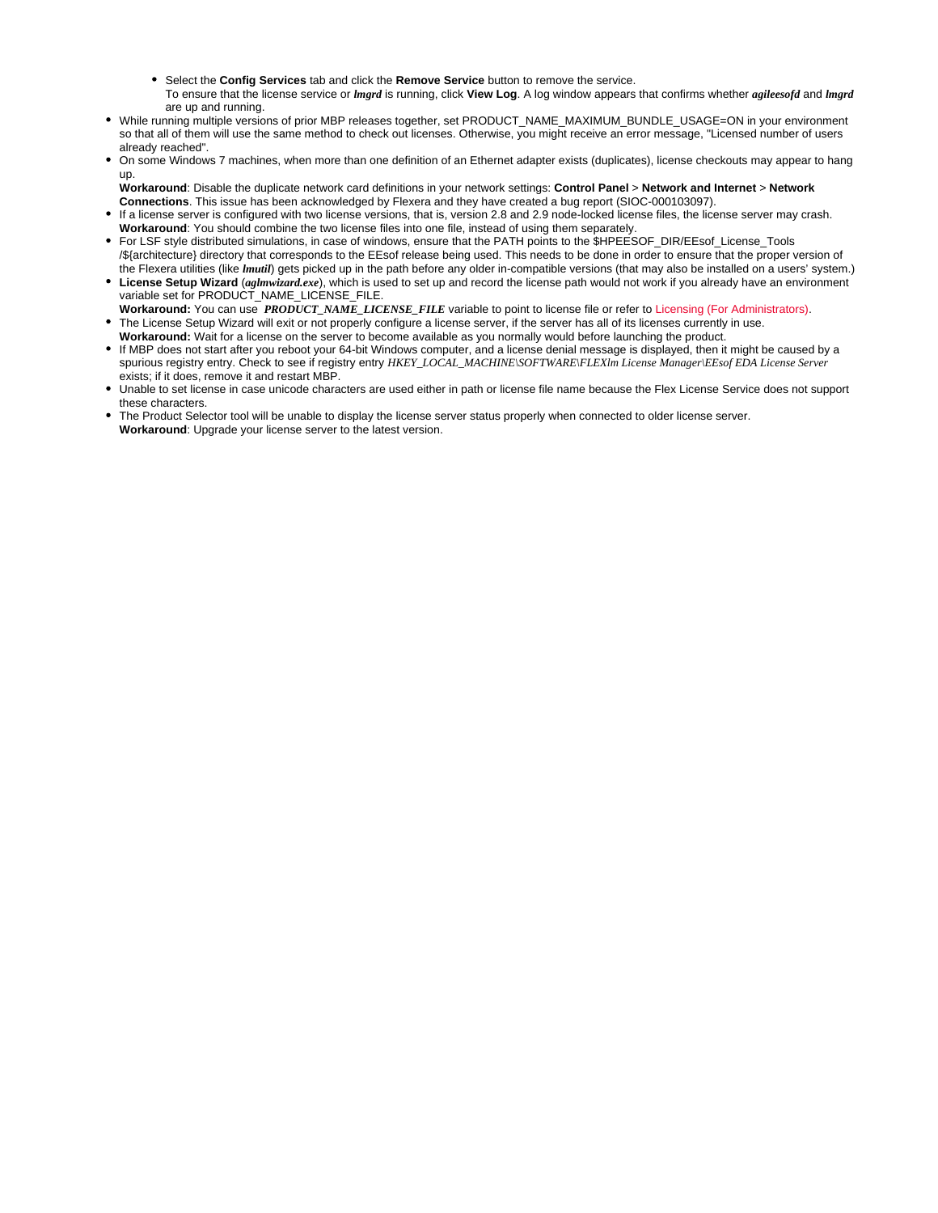- Select the **Config Services** tab and click the **Remove Service** button to remove the service.
      To ensure that the license service or ***lmgrd*** is running, click **View Log**. A log window appears that confirms whether ***agileesofd*** and ***lmgrd*** are up and running.
- While running multiple versions of prior MBP releases together, set PRODUCT_NAME_MAXIMUM_BUNDLE_USAGE=ON in your environment so that all of them will use the same method to check out licenses. Otherwise, you might receive an error message, "Licensed number of users already reached".
- On some Windows 7 machines, when more than one definition of an Ethernet adapter exists (duplicates), license checkouts may appear to hang up.
  **Workaround**: Disable the duplicate network card definitions in your network settings: **Control Panel** > **Network and Internet** > **Network Connections**. This issue has been acknowledged by Flexera and they have created a bug report (SIOC-000103097).
- If a license server is configured with two license versions, that is, version 2.8 and 2.9 node-locked license files, the license server may crash.
  **Workaround**: You should combine the two license files into one file, instead of using them separately.
- For LSF style distributed simulations, in case of windows, ensure that the PATH points to the $HPEESOF_DIR/EEsof_License_Tools /${architecture} directory that corresponds to the EEsof release being used. This needs to be done in order to ensure that the proper version of the Flexera utilities (like ***lmutil***) gets picked up in the path before any older in-compatible versions (that may also be installed on a users' system.)
- **License Setup Wizard** (***aglmwizard.exe***), which is used to set up and record the license path would not work if you already have an environment variable set for PRODUCT_NAME_LICENSE_FILE.
  **Workaround:** You can use ***PRODUCT_NAME_LICENSE_FILE*** variable to point to license file or refer to Licensing (For Administrators).
- The License Setup Wizard will exit or not properly configure a license server, if the server has all of its licenses currently in use.
  **Workaround:** Wait for a license on the server to become available as you normally would before launching the product.
- If MBP does not start after you reboot your 64-bit Windows computer, and a license denial message is displayed, then it might be caused by a spurious registry entry. Check to see if registry entry *HKEY_LOCAL_MACHINE\SOFTWARE\FLEXlm License Manager\EEsof EDA License Server* exists; if it does, remove it and restart MBP.
- Unable to set license in case unicode characters are used either in path or license file name because the Flex License Service does not support these characters.
- The Product Selector tool will be unable to display the license server status properly when connected to older license server.
  **Workaround**: Upgrade your license server to the latest version.